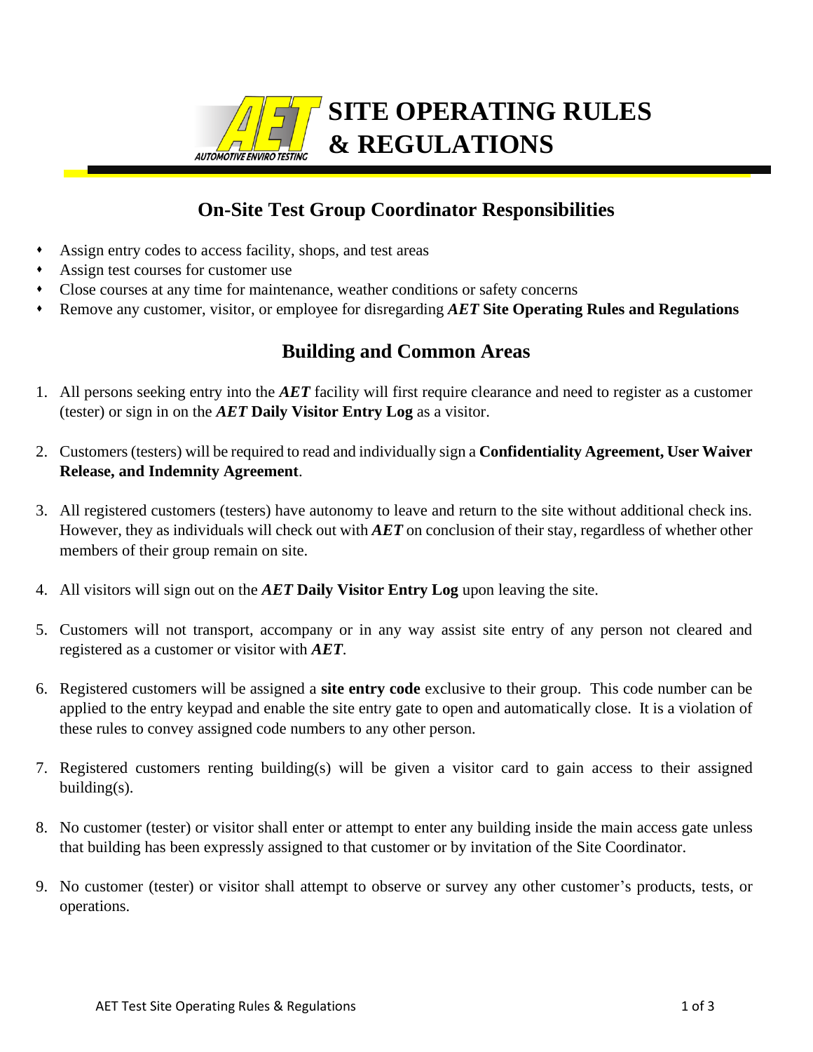# SITE OPERATING RULES & REGULATIONS

## On-Site Test Group Coordinator Responsibilities

- Assign entry codes to access facility, shops, and test areas
- Assign test courses for customer use
- Close courses at any time for maintenance, weather conditions or safety concerns
- Remove any customer, visitor, or employee for disregarding ***AET*** **Site Operating Rules and Regulations**

## Building and Common Areas

1. All persons seeking entry into the ***AET*** facility will first require clearance and need to register as a customer (tester) or sign in on the ***AET*** **Daily Visitor Entry Log** as a visitor.

2. Customers (testers) will be required to read and individually sign a **Confidentiality Agreement, User Waiver Release, and Indemnity Agreement**.

3. All registered customers (testers) have autonomy to leave and return to the site without additional check ins. However, they as individuals will check out with ***AET*** on conclusion of their stay, regardless of whether other members of their group remain on site.

4. All visitors will sign out on the ***AET*** **Daily Visitor Entry Log** upon leaving the site.

5. Customers will not transport, accompany or in any way assist site entry of any person not cleared and registered as a customer or visitor with ***AET***.

6. Registered customers will be assigned a **site entry code** exclusive to their group. This code number can be applied to the entry keypad and enable the site entry gate to open and automatically close. It is a violation of these rules to convey assigned code numbers to any other person.

7. Registered customers renting building(s) will be given a visitor card to gain access to their assigned building(s).

8. No customer (tester) or visitor shall enter or attempt to enter any building inside the main access gate unless that building has been expressly assigned to that customer or by invitation of the Site Coordinator.

9. No customer (tester) or visitor shall attempt to observe or survey any other customer's products, tests, or operations.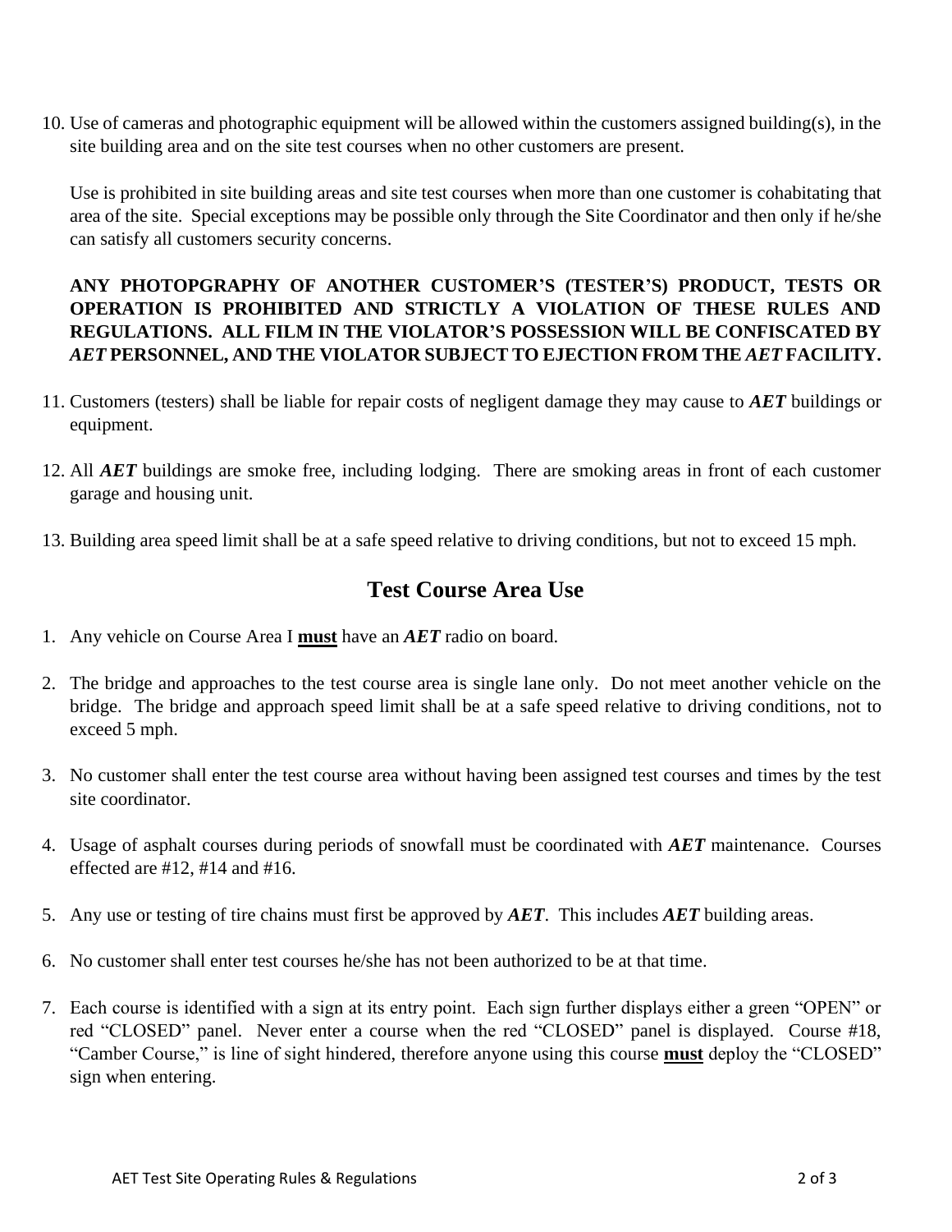10. Use of cameras and photographic equipment will be allowed within the customers assigned building(s), in the site building area and on the site test courses when no other customers are present.

    Use is prohibited in site building areas and site test courses when more than one customer is cohabitating that area of the site. Special exceptions may be possible only through the Site Coordinator and then only if he/she can satisfy all customers security concerns.

    **ANY PHOTOPGRAPHY OF ANOTHER CUSTOMER'S (TESTER'S) PRODUCT, TESTS OR OPERATION IS PROHIBITED AND STRICTLY A VIOLATION OF THESE RULES AND REGULATIONS. ALL FILM IN THE VIOLATOR'S POSSESSION WILL BE CONFISCATED BY *AET* PERSONNEL, AND THE VIOLATOR SUBJECT TO EJECTION FROM THE *AET* FACILITY.**

11. Customers (testers) shall be liable for repair costs of negligent damage they may cause to ***AET*** buildings or equipment.

12. All ***AET*** buildings are smoke free, including lodging. There are smoking areas in front of each customer garage and housing unit.

13. Building area speed limit shall be at a safe speed relative to driving conditions, but not to exceed 15 mph.

## Test Course Area Use

1. Any vehicle on Course Area I **must** have an ***AET*** radio on board.

2. The bridge and approaches to the test course area is single lane only. Do not meet another vehicle on the bridge. The bridge and approach speed limit shall be at a safe speed relative to driving conditions, not to exceed 5 mph.

3. No customer shall enter the test course area without having been assigned test courses and times by the test site coordinator.

4. Usage of asphalt courses during periods of snowfall must be coordinated with ***AET*** maintenance. Courses effected are #12, #14 and #16.

5. Any use or testing of tire chains must first be approved by ***AET***. This includes ***AET*** building areas.

6. No customer shall enter test courses he/she has not been authorized to be at that time.

7. Each course is identified with a sign at its entry point. Each sign further displays either a green "OPEN" or red "CLOSED" panel. Never enter a course when the red "CLOSED" panel is displayed. Course #18, "Camber Course," is line of sight hindered, therefore anyone using this course **must** deploy the "CLOSED" sign when entering.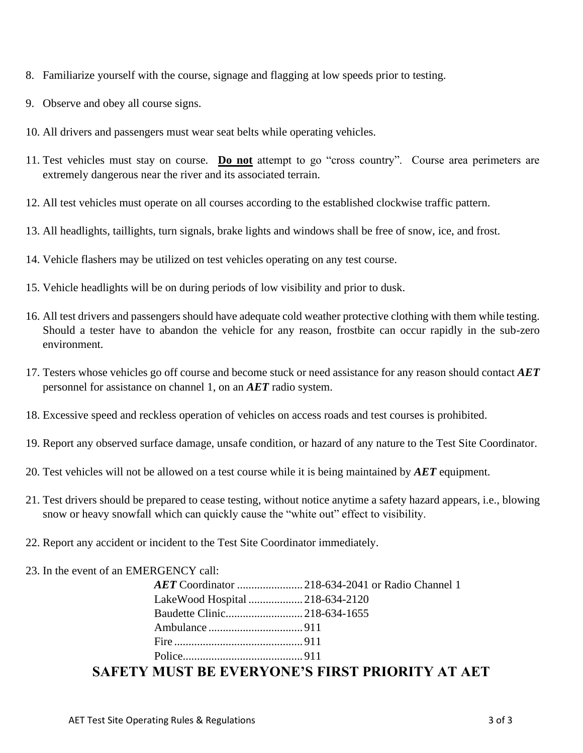8. Familiarize yourself with the course, signage and flagging at low speeds prior to testing.

9. Observe and obey all course signs.

10. All drivers and passengers must wear seat belts while operating vehicles.

11. Test vehicles must stay on course. **<u>Do not</u>** attempt to go "cross country". Course area perimeters are extremely dangerous near the river and its associated terrain.

12. All test vehicles must operate on all courses according to the established clockwise traffic pattern.

13. All headlights, taillights, turn signals, brake lights and windows shall be free of snow, ice, and frost.

14. Vehicle flashers may be utilized on test vehicles operating on any test course.

15. Vehicle headlights will be on during periods of low visibility and prior to dusk.

16. All test drivers and passengers should have adequate cold weather protective clothing with them while testing. Should a tester have to abandon the vehicle for any reason, frostbite can occur rapidly in the sub-zero environment.

17. Testers whose vehicles go off course and become stuck or need assistance for any reason should contact ***AET*** personnel for assistance on channel 1, on an ***AET*** radio system.

18. Excessive speed and reckless operation of vehicles on access roads and test courses is prohibited.

19. Report any observed surface damage, unsafe condition, or hazard of any nature to the Test Site Coordinator.

20. Test vehicles will not be allowed on a test course while it is being maintained by ***AET*** equipment.

21. Test drivers should be prepared to cease testing, without notice anytime a safety hazard appears, i.e., blowing snow or heavy snowfall which can quickly cause the "white out" effect to visibility.

22. Report any accident or incident to the Test Site Coordinator immediately.

23. In the event of an EMERGENCY call:

    ***AET*** Coordinator ....................... 218-634-2041 or Radio Channel 1
    LakeWood Hospital ................... 218-634-2120
    Baudette Clinic........................... 218-634-1655
    Ambulance ................................. 911
    Fire ............................................. 911
    Police.......................................... 911

## SAFETY MUST BE EVERYONE'S FIRST PRIORITY AT AET